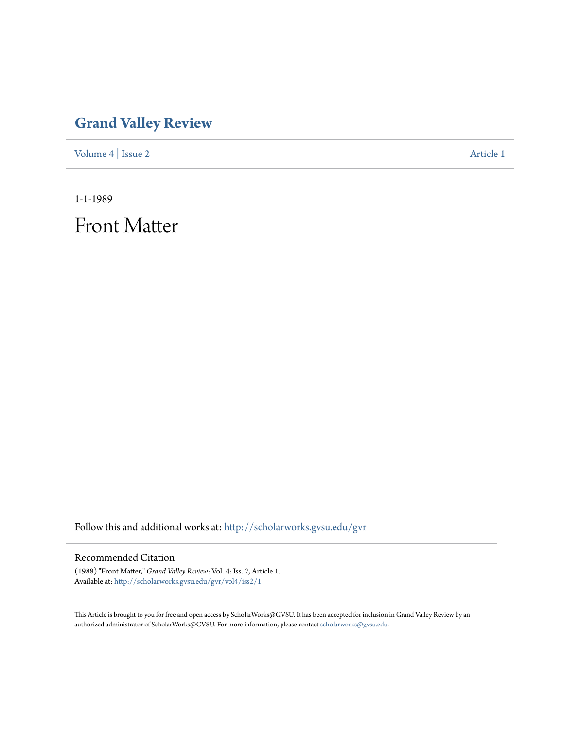# Grand Valley Review

Volume 4 | Issue 2 Article 1

1-1-1989

# Front Matter

Follow this and additional works at: http://scholarworks.gvsu.edu/gvr

## Recommended Citation

(1988) "Front Matter," *Grand Valley Review*: Vol. 4: Iss. 2, Article 1.
Available at: http://scholarworks.gvsu.edu/gvr/vol4/iss2/1

This Article is brought to you for free and open access by ScholarWorks@GVSU. It has been accepted for inclusion in Grand Valley Review by an authorized administrator of ScholarWorks@GVSU. For more information, please contact scholarworks@gvsu.edu.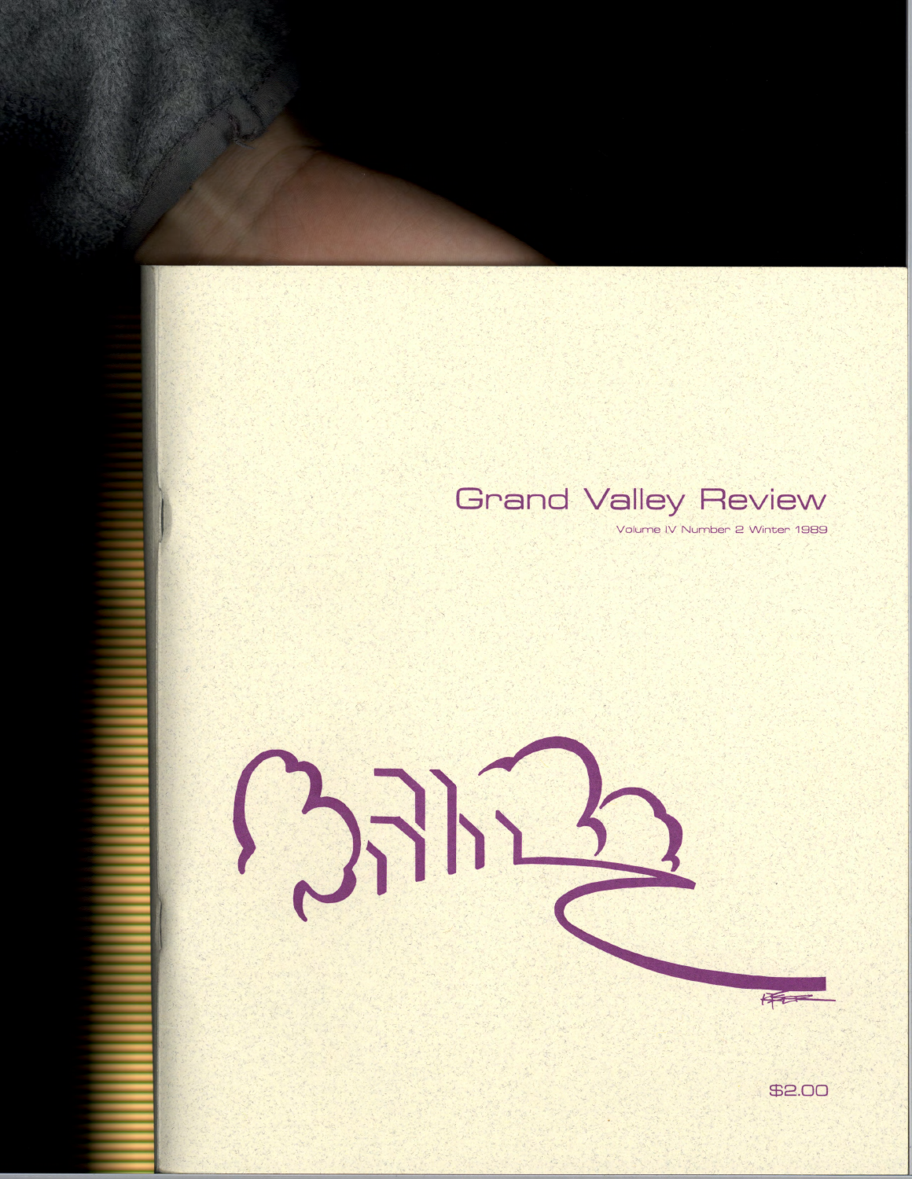# Grand Valley Review

Volume IV Number 2 Winter 1989

$2.00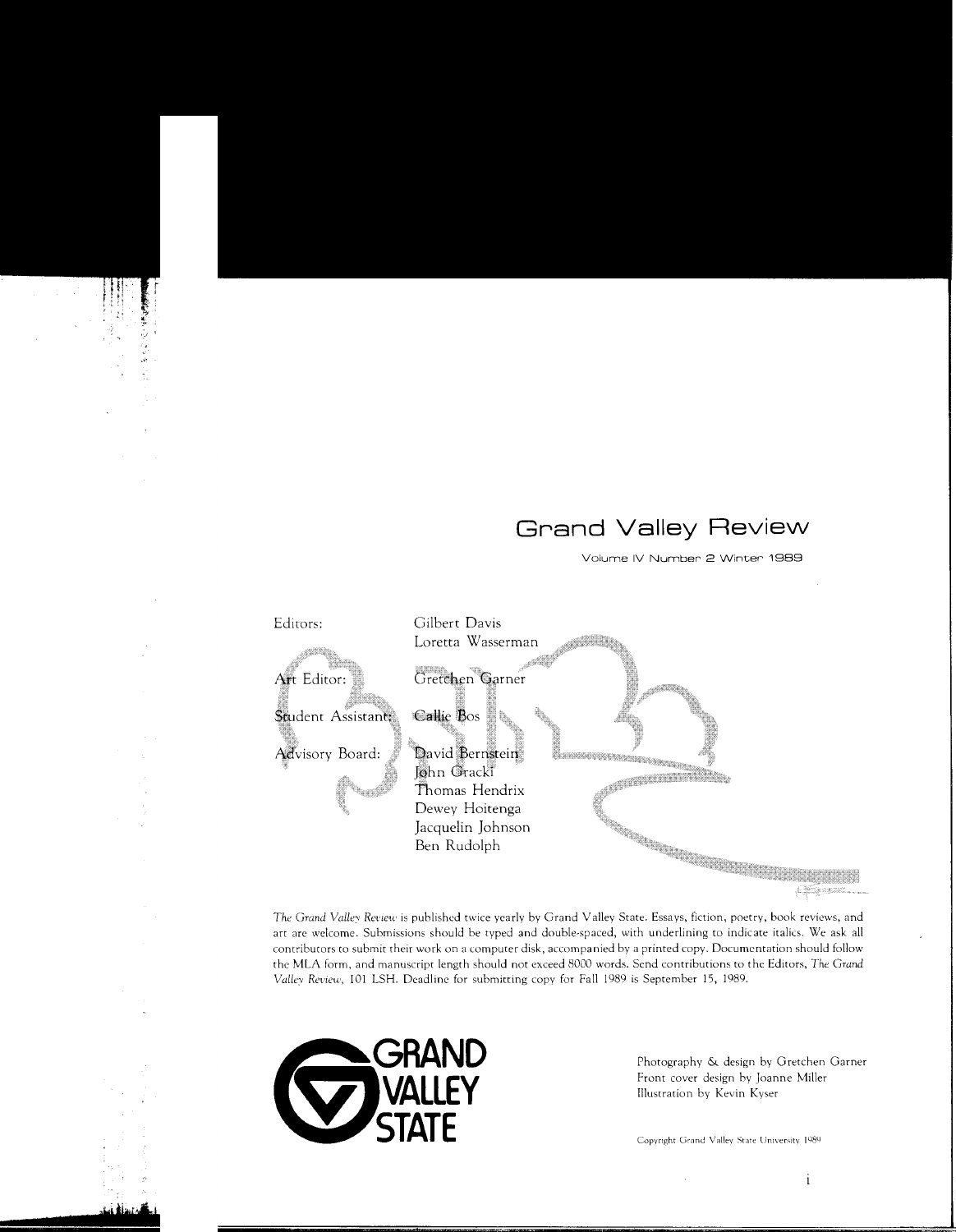# Grand Valley Review

Volume IV Number 2 Winter 1989

| | |
|---|---|
| Editors: | Gilbert Davis<br>Loretta Wasserman |
| Art Editor: | Gretchen Garner |
| Student Assistant: | Callie Bos |
| Advisory Board: | David Bernstein<br>John Gracki<br>Thomas Hendrix<br>Dewey Hoitenga<br>Jacquelin Johnson<br>Ben Rudolph |

*The Grand Valley Review* is published twice yearly by Grand Valley State. Essays, fiction, poetry, book reviews, and art are welcome. Submissions should be typed and double-spaced, with underlining to indicate italics. We ask all contributors to submit their work on a computer disk, accompanied by a printed copy. Documentation should follow the MLA form, and manuscript length should not exceed 8000 words. Send contributions to the Editors, *The Grand Valley Review*, 101 LSH. Deadline for submitting copy for Fall 1989 is September 15, 1989.

GRAND VALLEY STATE

Photography & design by Gretchen Garner
Front cover design by Joanne Miller
Illustration by Kevin Kyser

Copyright Grand Valley State University 1989